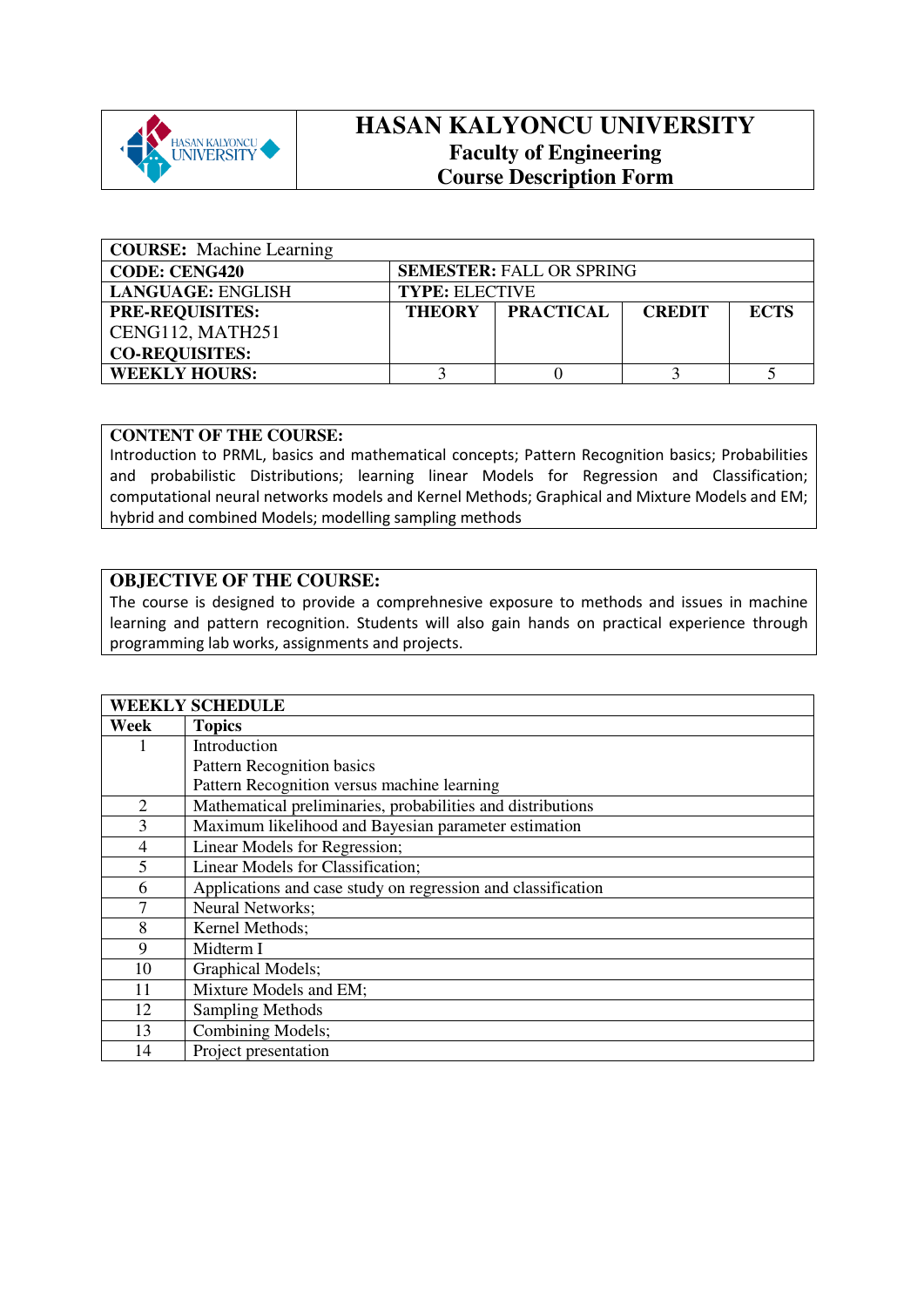# HASAN KALYONCU UNIVERSITY
## Faculty of Engineering
## Course Description Form

| **COURSE:** Machine Learning | | | | |
|---|---|---|---|---|
| **CODE: CENG420** | **SEMESTER:** FALL OR SPRING | | | |
| **LANGUAGE:** ENGLISH | **TYPE:** ELECTIVE | | | |
| **PRE-REQUISITES:** CENG112, MATH251 **CO-REQUISITES:** | **THEORY** | **PRACTICAL** | **CREDIT** | **ECTS** |
| **WEEKLY HOURS:** | 3 | 0 | 3 | 5 |

**CONTENT OF THE COURSE:**

Introduction to PRML, basics and mathematical concepts; Pattern Recognition basics; Probabilities and probabilistic Distributions; learning linear Models for Regression and Classification; computational neural networks models and Kernel Methods; Graphical and Mixture Models and EM; hybrid and combined Models; modelling sampling methods

**OBJECTIVE OF THE COURSE:**

The course is designed to provide a comprehnesive exposure to methods and issues in machine learning and pattern recognition. Students will also gain hands on practical experience through programming lab works, assignments and projects.

**WEEKLY SCHEDULE**

| Week | Topics |
|---|---|
| 1 | Introduction<br>Pattern Recognition basics<br>Pattern Recognition versus machine learning |
| 2 | Mathematical preliminaries, probabilities and distributions |
| 3 | Maximum likelihood and Bayesian parameter estimation |
| 4 | Linear Models for Regression; |
| 5 | Linear Models for Classification; |
| 6 | Applications and case study on regression and classification |
| 7 | Neural Networks; |
| 8 | Kernel Methods; |
| 9 | Midterm I |
| 10 | Graphical Models; |
| 11 | Mixture Models and EM; |
| 12 | Sampling Methods |
| 13 | Combining Models; |
| 14 | Project presentation |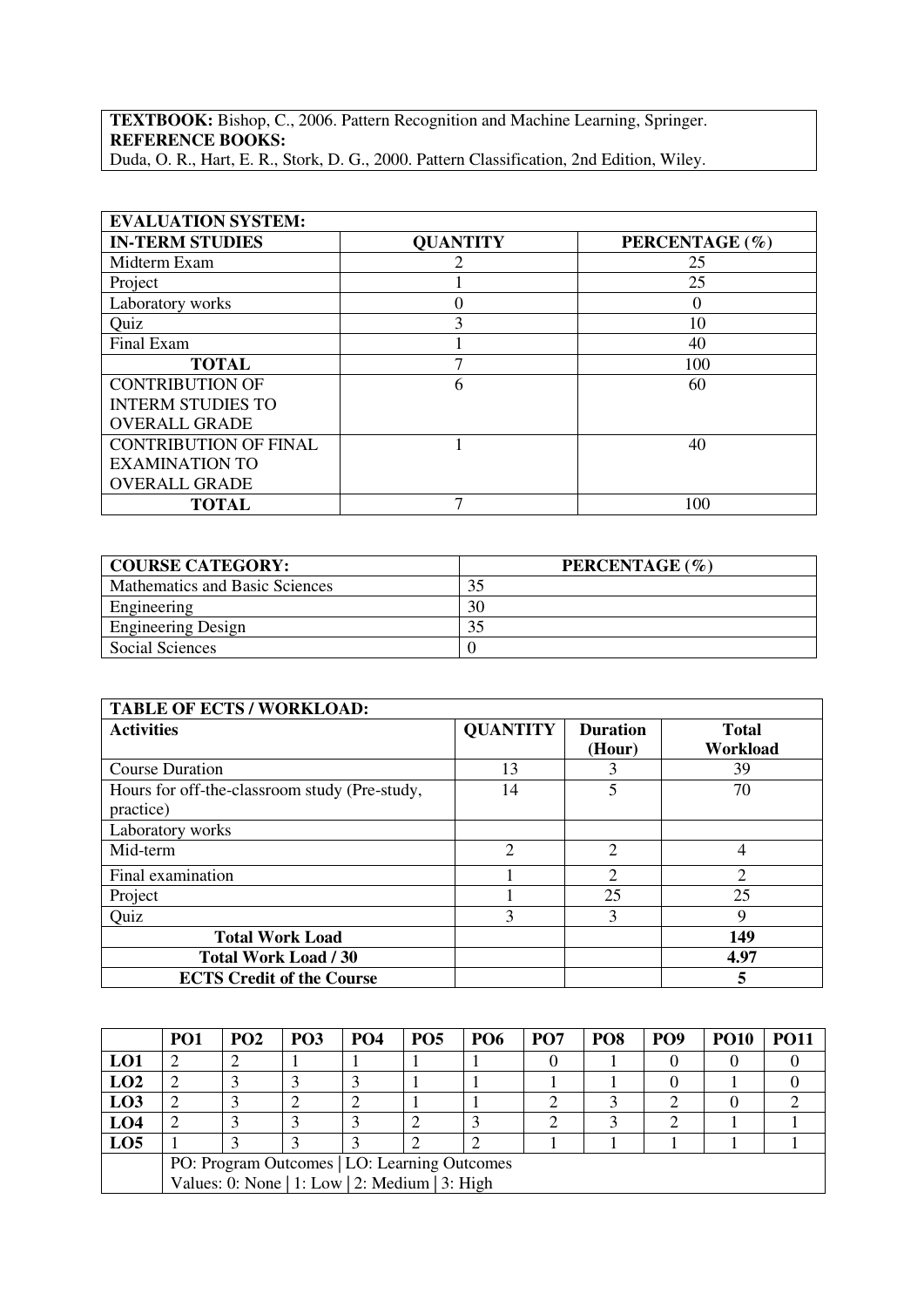**TEXTBOOK:** Bishop, C., 2006. Pattern Recognition and Machine Learning, Springer.
**REFERENCE BOOKS:**
Duda, O. R., Hart, E. R., Stork, D. G., 2000. Pattern Classification, 2nd Edition, Wiley.

| **EVALUATION SYSTEM:** | | |
|---|---|---|
| **IN-TERM STUDIES** | **QUANTITY** | **PERCENTAGE (%)** |
| Midterm Exam | 2 | 25 |
| Project | 1 | 25 |
| Laboratory works | 0 | 0 |
| Quiz | 3 | 10 |
| Final Exam | 1 | 40 |
| **TOTAL** | 7 | 100 |
| CONTRIBUTION OF INTERM STUDIES TO OVERALL GRADE | 6 | 60 |
| CONTRIBUTION OF FINAL EXAMINATION TO OVERALL GRADE | 1 | 40 |
| **TOTAL** | 7 | 100 |

| **COURSE CATEGORY:** | **PERCENTAGE (%)** |
|---|---|
| Mathematics and Basic Sciences | 35 |
| Engineering | 30 |
| Engineering Design | 35 |
| Social Sciences | 0 |

| **TABLE OF ECTS / WORKLOAD:** | | | |
|---|---|---|---|
| **Activities** | **QUANTITY** | **Duration (Hour)** | **Total Workload** |
| Course Duration | 13 | 3 | 39 |
| Hours for off-the-classroom study (Pre-study, practice) | 14 | 5 | 70 |
| Laboratory works | | | |
| Mid-term | 2 | 2 | 4 |
| Final examination | 1 | 2 | 2 |
| Project | 1 | 25 | 25 |
| Quiz | 3 | 3 | 9 |
| **Total Work Load** | | | **149** |
| **Total Work Load / 30** | | | **4.97** |
| **ECTS Credit of the Course** | | | **5** |

| | **PO1** | **PO2** | **PO3** | **PO4** | **PO5** | **PO6** | **PO7** | **PO8** | **PO9** | **PO10** | **PO11** |
|---|---|---|---|---|---|---|---|---|---|---|---|
| **LO1** | 2 | 2 | 1 | 1 | 1 | 1 | 0 | 1 | 0 | 0 | 0 |
| **LO2** | 2 | 3 | 3 | 3 | 1 | 1 | 1 | 1 | 0 | 1 | 0 |
| **LO3** | 2 | 3 | 2 | 2 | 1 | 1 | 2 | 3 | 2 | 0 | 2 |
| **LO4** | 2 | 3 | 3 | 3 | 2 | 3 | 2 | 3 | 2 | 1 | 1 |
| **LO5** | 1 | 3 | 3 | 3 | 2 | 2 | 1 | 1 | 1 | 1 | 1 |
| | PO: Program Outcomes \| LO: Learning Outcomes<br>Values: 0: None \| 1: Low \| 2: Medium \| 3: High | | | | | | | | | | |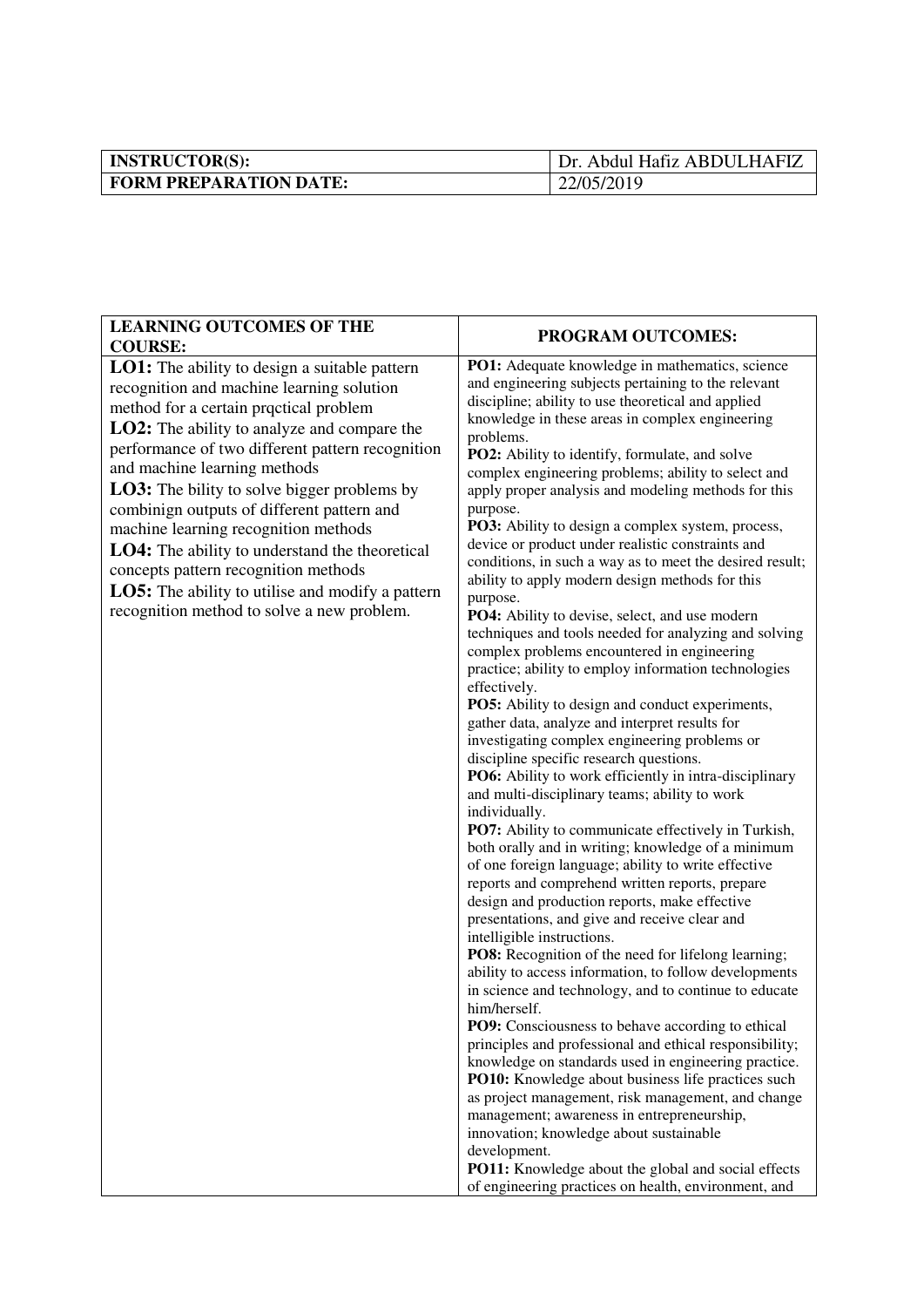| **INSTRUCTOR(S):** | Dr. Abdul Hafiz ABDULHAFIZ |
|---|---|
| **FORM PREPARATION DATE:** | 22/05/2019 |

| **LEARNING OUTCOMES OF THE COURSE:** | **PROGRAM OUTCOMES:** |
|---|---|
| **LO1:** The ability to design a suitable pattern recognition and machine learning solution method for a certain prqctical problem<br>**LO2:** The ability to analyze and compare the performance of two different pattern recognition and machine learning methods<br>**LO3:** The bility to solve bigger problems by combinign outputs of different pattern and machine learning recognition methods<br>**LO4:** The ability to understand the theoretical concepts pattern recognition methods<br>**LO5:** The ability to utilise and modify a pattern recognition method to solve a new problem. | **PO1:** Adequate knowledge in mathematics, science and engineering subjects pertaining to the relevant discipline; ability to use theoretical and applied knowledge in these areas in complex engineering problems.<br>**PO2:** Ability to identify, formulate, and solve complex engineering problems; ability to select and apply proper analysis and modeling methods for this purpose.<br>**PO3:** Ability to design a complex system, process, device or product under realistic constraints and conditions, in such a way as to meet the desired result; ability to apply modern design methods for this purpose.<br>**PO4:** Ability to devise, select, and use modern techniques and tools needed for analyzing and solving complex problems encountered in engineering practice; ability to employ information technologies effectively.<br>**PO5:** Ability to design and conduct experiments, gather data, analyze and interpret results for investigating complex engineering problems or discipline specific research questions.<br>**PO6:** Ability to work efficiently in intra-disciplinary and multi-disciplinary teams; ability to work individually.<br>**PO7:** Ability to communicate effectively in Turkish, both orally and in writing; knowledge of a minimum of one foreign language; ability to write effective reports and comprehend written reports, prepare design and production reports, make effective presentations, and give and receive clear and intelligible instructions.<br>**PO8:** Recognition of the need for lifelong learning; ability to access information, to follow developments in science and technology, and to continue to educate him/herself.<br>**PO9:** Consciousness to behave according to ethical principles and professional and ethical responsibility; knowledge on standards used in engineering practice.<br>**PO10:** Knowledge about business life practices such as project management, risk management, and change management; awareness in entrepreneurship, innovation; knowledge about sustainable development.<br>**PO11:** Knowledge about the global and social effects of engineering practices on health, environment, and |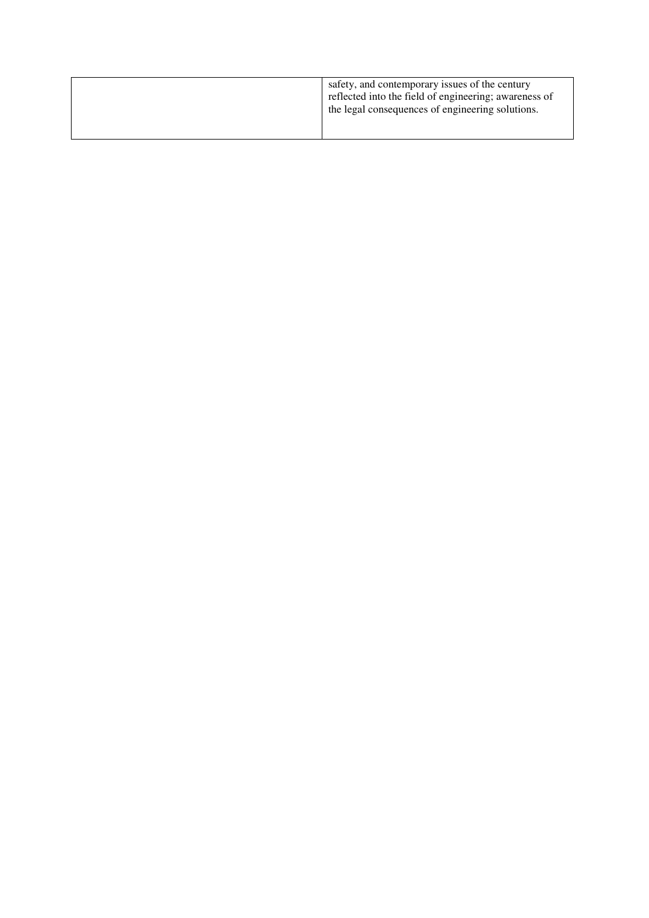| | |
|---|---|
| | safety, and contemporary issues of the century reflected into the field of engineering; awareness of the legal consequences of engineering solutions. |